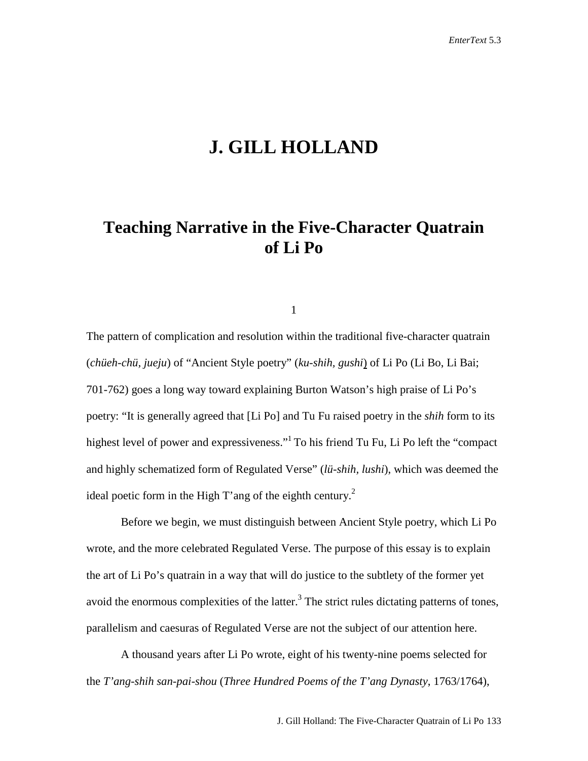# J. GILL HOLLAND

## Teaching Narrative in the Five-Character Quatrain of Li Po

1

The pattern of complication and resolution within the traditional five-character quatrain (*chüeh-chü, jueju*) of "Ancient Style poetry" (*ku-shih, gushi*) of Li Po (Li Bo, Li Bai; 701-762) goes a long way toward explaining Burton Watson's high praise of Li Po's poetry: "It is generally agreed that [Li Po] and Tu Fu raised poetry in the *shih* form to its highest level of power and expressiveness."[1] To his friend Tu Fu, Li Po left the "compact and highly schematized form of Regulated Verse" (*lü-shih, lushi*), which was deemed the ideal poetic form in the High T'ang of the eighth century.[2]

Before we begin, we must distinguish between Ancient Style poetry, which Li Po wrote, and the more celebrated Regulated Verse. The purpose of this essay is to explain the art of Li Po's quatrain in a way that will do justice to the subtlety of the former yet avoid the enormous complexities of the latter.[3] The strict rules dictating patterns of tones, parallelism and caesuras of Regulated Verse are not the subject of our attention here.

A thousand years after Li Po wrote, eight of his twenty-nine poems selected for the *T'ang-shih san-pai-shou* (*Three Hundred Poems of the T'ang Dynasty*, 1763/1764),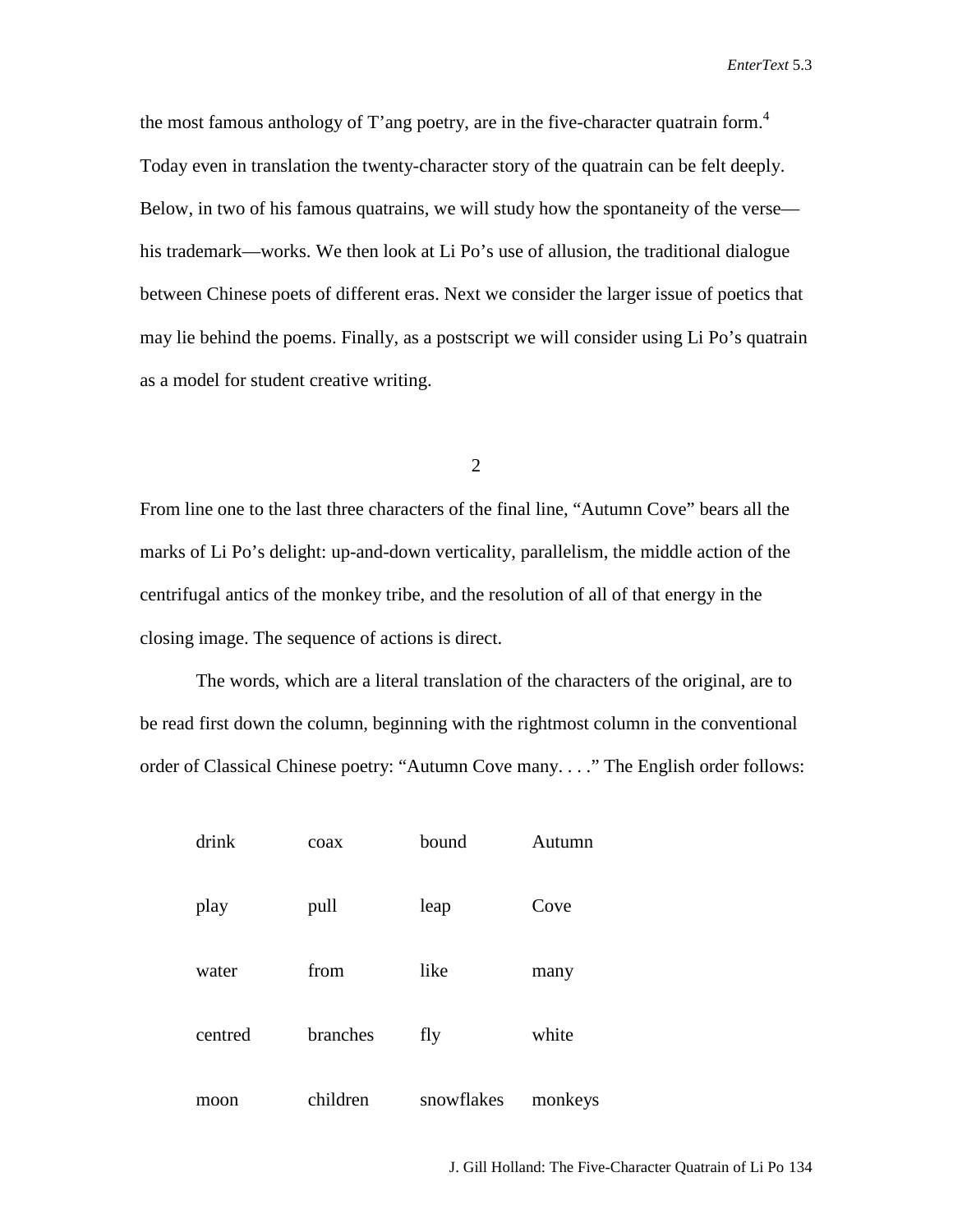the most famous anthology of T'ang poetry, are in the five-character quatrain form.[4] Today even in translation the twenty-character story of the quatrain can be felt deeply. Below, in two of his famous quatrains, we will study how the spontaneity of the verse—his trademark—works. We then look at Li Po's use of allusion, the traditional dialogue between Chinese poets of different eras. Next we consider the larger issue of poetics that may lie behind the poems. Finally, as a postscript we will consider using Li Po's quatrain as a model for student creative writing.

## 2

From line one to the last three characters of the final line, "Autumn Cove" bears all the marks of Li Po's delight: up-and-down verticality, parallelism, the middle action of the centrifugal antics of the monkey tribe, and the resolution of all of that energy in the closing image. The sequence of actions is direct.

The words, which are a literal translation of the characters of the original, are to be read first down the column, beginning with the rightmost column in the conventional order of Classical Chinese poetry: "Autumn Cove many. . . ." The English order follows:

| | | | |
|---|---|---|---|
| drink | coax | bound | Autumn |
| play | pull | leap | Cove |
| water | from | like | many |
| centred | branches | fly | white |
| moon | children | snowflakes | monkeys |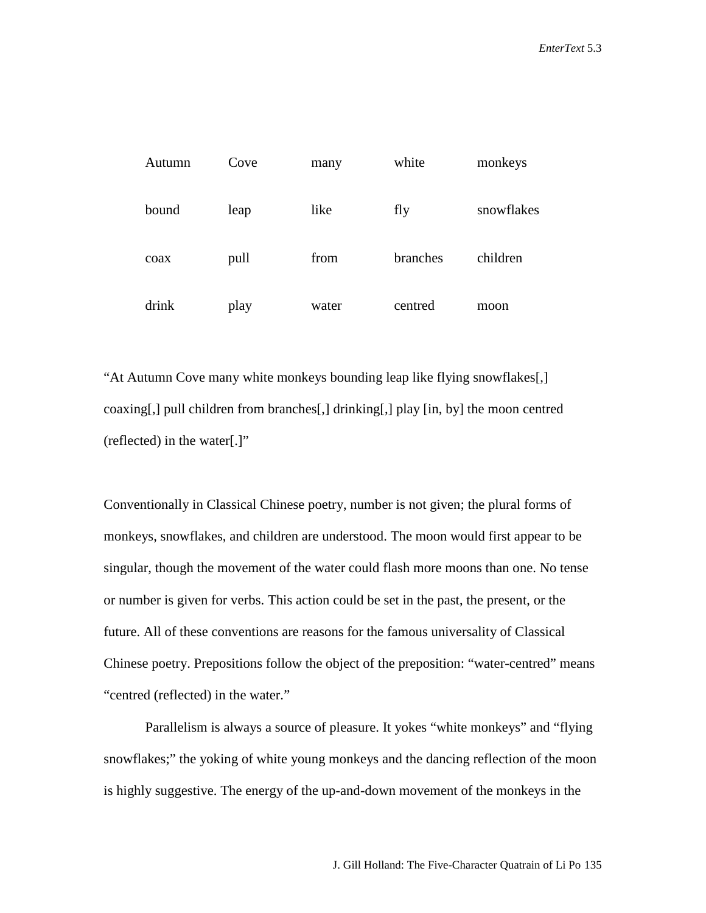| | | | | |
|---|---|---|---|---|
| Autumn | Cove | many | white | monkeys |
| bound | leap | like | fly | snowflakes |
| coax | pull | from | branches | children |
| drink | play | water | centred | moon |

"At Autumn Cove many white monkeys bounding leap like flying snowflakes[,] coaxing[,] pull children from branches[,] drinking[,] play [in, by] the moon centred (reflected) in the water[.]"

Conventionally in Classical Chinese poetry, number is not given; the plural forms of monkeys, snowflakes, and children are understood. The moon would first appear to be singular, though the movement of the water could flash more moons than one. No tense or number is given for verbs. This action could be set in the past, the present, or the future. All of these conventions are reasons for the famous universality of Classical Chinese poetry. Prepositions follow the object of the preposition: "water-centred" means "centred (reflected) in the water."

Parallelism is always a source of pleasure. It yokes "white monkeys" and "flying snowflakes;" the yoking of white young monkeys and the dancing reflection of the moon is highly suggestive. The energy of the up-and-down movement of the monkeys in the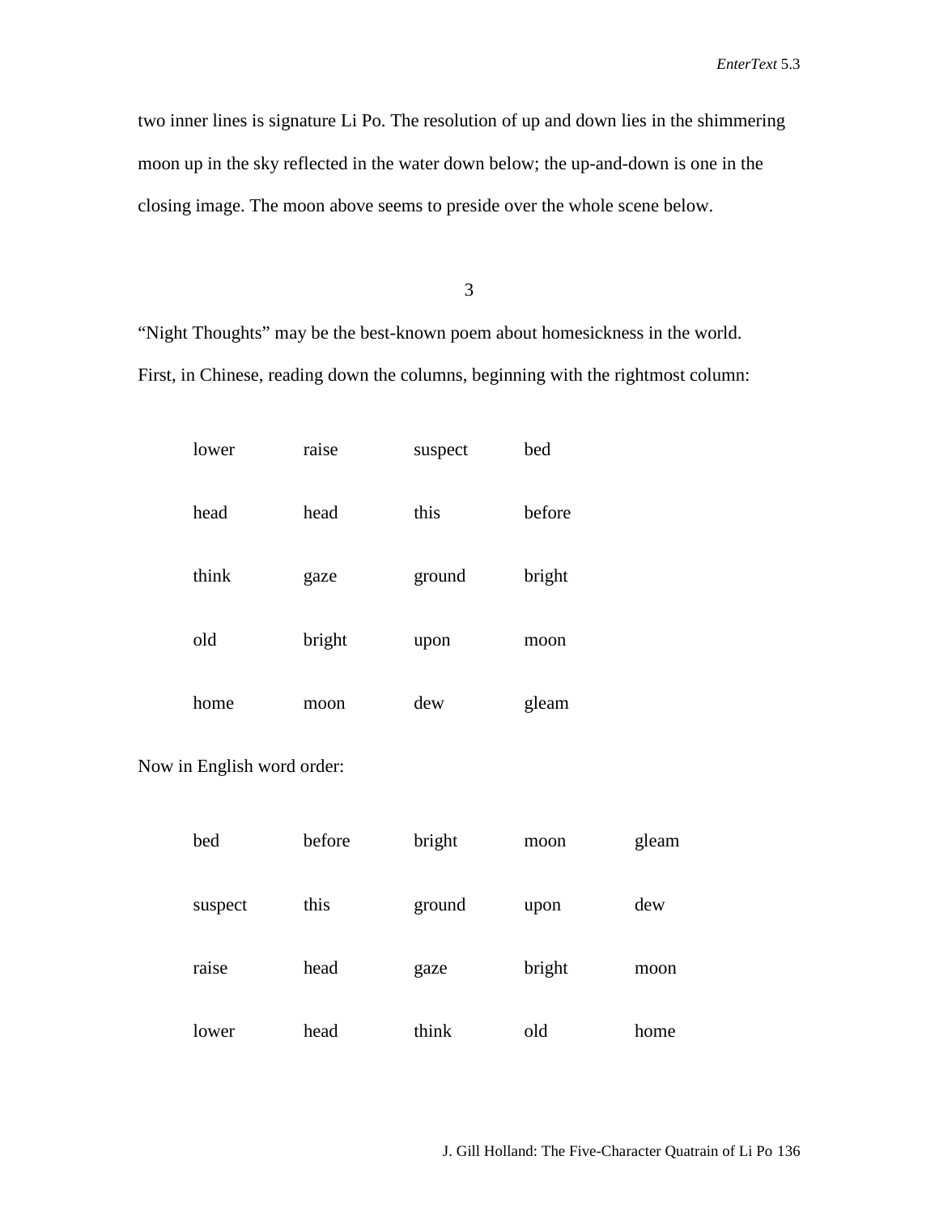two inner lines is signature Li Po. The resolution of up and down lies in the shimmering moon up in the sky reflected in the water down below; the up-and-down is one in the closing image. The moon above seems to preside over the whole scene below.

## 3

"Night Thoughts" may be the best-known poem about homesickness in the world. First, in Chinese, reading down the columns, beginning with the rightmost column:

| | | | |
|---|---|---|---|
| lower | raise | suspect | bed |
| head | head | this | before |
| think | gaze | ground | bright |
| old | bright | upon | moon |
| home | moon | dew | gleam |

Now in English word order:

| | | | | |
|---|---|---|---|---|
| bed | before | bright | moon | gleam |
| suspect | this | ground | upon | dew |
| raise | head | gaze | bright | moon |
| lower | head | think | old | home |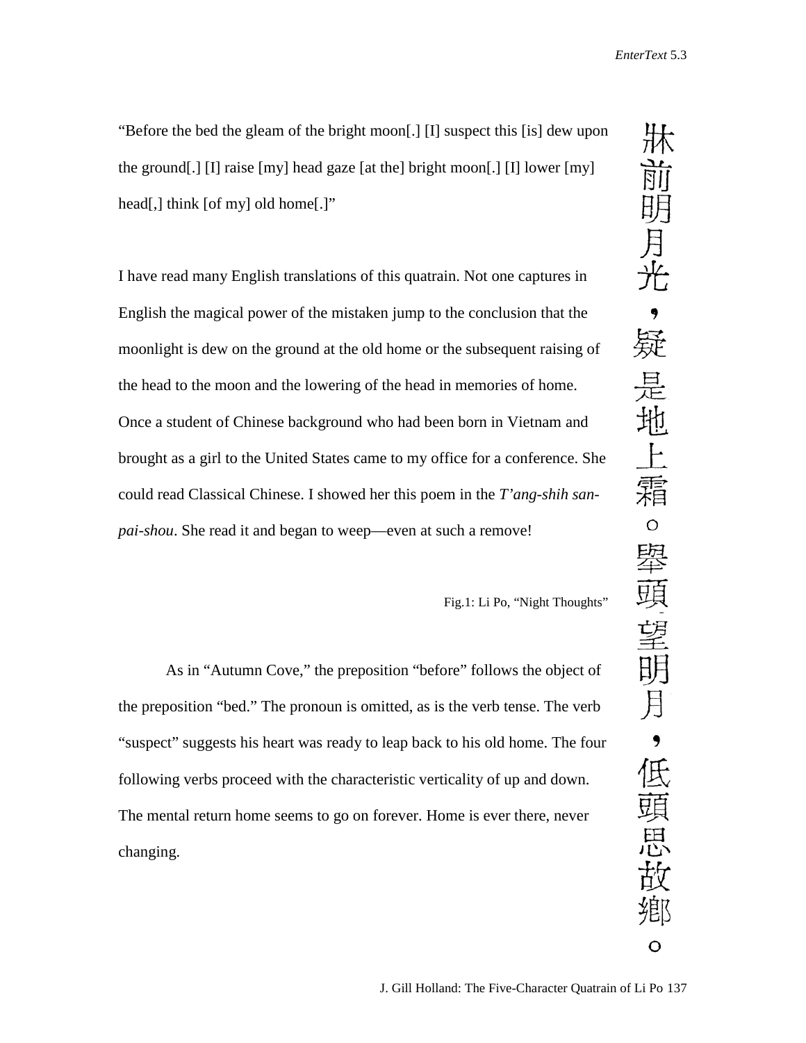"Before the bed the gleam of the bright moon[.] [I] suspect this [is] dew upon the ground[.] [I] raise [my] head gaze [at the] bright moon[.] [I] lower [my] head[,] think [of my] old home[.]"

I have read many English translations of this quatrain. Not one captures in English the magical power of the mistaken jump to the conclusion that the moonlight is dew on the ground at the old home or the subsequent raising of the head to the moon and the lowering of the head in memories of home. Once a student of Chinese background who had been born in Vietnam and brought as a girl to the United States came to my office for a conference. She could read Classical Chinese. I showed her this poem in the *T'ang-shih san-pai-shou*. She read it and began to weep—even at such a remove!

牀前明月光，疑是地上霜。舉頭望明月，低頭思故鄉。

Fig.1: Li Po, "Night Thoughts"

As in "Autumn Cove," the preposition "before" follows the object of the preposition "bed." The pronoun is omitted, as is the verb tense. The verb "suspect" suggests his heart was ready to leap back to his old home. The four following verbs proceed with the characteristic verticality of up and down. The mental return home seems to go on forever. Home is ever there, never changing.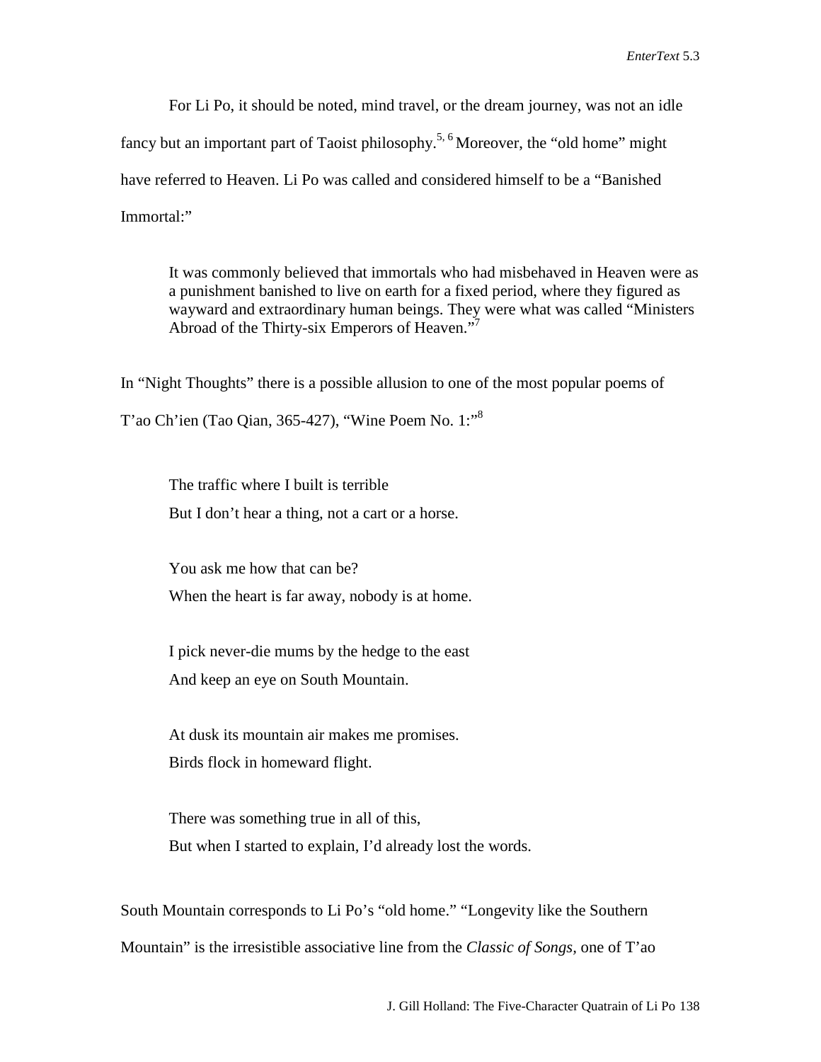For Li Po, it should be noted, mind travel, or the dream journey, was not an idle fancy but an important part of Taoist philosophy.[5, 6] Moreover, the "old home" might have referred to Heaven. Li Po was called and considered himself to be a "Banished Immortal:"

> It was commonly believed that immortals who had misbehaved in Heaven were as a punishment banished to live on earth for a fixed period, where they figured as wayward and extraordinary human beings. They were what was called "Ministers Abroad of the Thirty-six Emperors of Heaven."[7]

In "Night Thoughts" there is a possible allusion to one of the most popular poems of T'ao Ch'ien (Tao Qian, 365-427), "Wine Poem No. 1:"[8]

> The traffic where I built is terrible
> But I don't hear a thing, not a cart or a horse.
>
> You ask me how that can be?
> When the heart is far away, nobody is at home.
>
> I pick never-die mums by the hedge to the east
> And keep an eye on South Mountain.
>
> At dusk its mountain air makes me promises.
> Birds flock in homeward flight.
>
> There was something true in all of this,
> But when I started to explain, I'd already lost the words.

South Mountain corresponds to Li Po's "old home." "Longevity like the Southern Mountain" is the irresistible associative line from the *Classic of Songs*, one of T'ao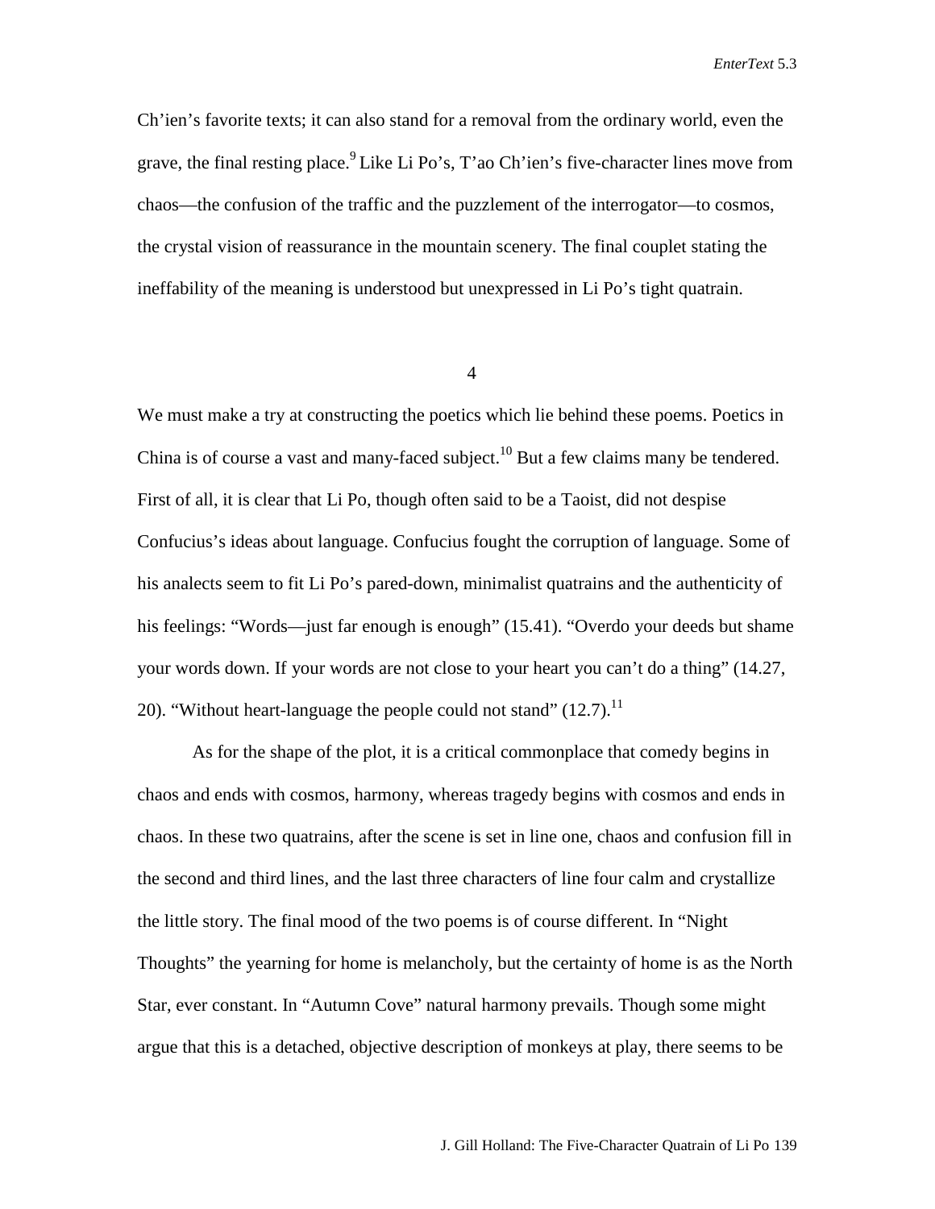Ch'ien's favorite texts; it can also stand for a removal from the ordinary world, even the grave, the final resting place.[9] Like Li Po's, T'ao Ch'ien's five-character lines move from chaos—the confusion of the traffic and the puzzlement of the interrogator—to cosmos, the crystal vision of reassurance in the mountain scenery. The final couplet stating the ineffability of the meaning is understood but unexpressed in Li Po's tight quatrain.

## 4

We must make a try at constructing the poetics which lie behind these poems. Poetics in China is of course a vast and many-faced subject.[10] But a few claims many be tendered. First of all, it is clear that Li Po, though often said to be a Taoist, did not despise Confucius's ideas about language. Confucius fought the corruption of language. Some of his analects seem to fit Li Po's pared-down, minimalist quatrains and the authenticity of his feelings: "Words—just far enough is enough" (15.41). "Overdo your deeds but shame your words down. If your words are not close to your heart you can't do a thing" (14.27, 20). "Without heart-language the people could not stand" (12.7).[11]

As for the shape of the plot, it is a critical commonplace that comedy begins in chaos and ends with cosmos, harmony, whereas tragedy begins with cosmos and ends in chaos. In these two quatrains, after the scene is set in line one, chaos and confusion fill in the second and third lines, and the last three characters of line four calm and crystallize the little story. The final mood of the two poems is of course different. In "Night Thoughts" the yearning for home is melancholy, but the certainty of home is as the North Star, ever constant. In "Autumn Cove" natural harmony prevails. Though some might argue that this is a detached, objective description of monkeys at play, there seems to be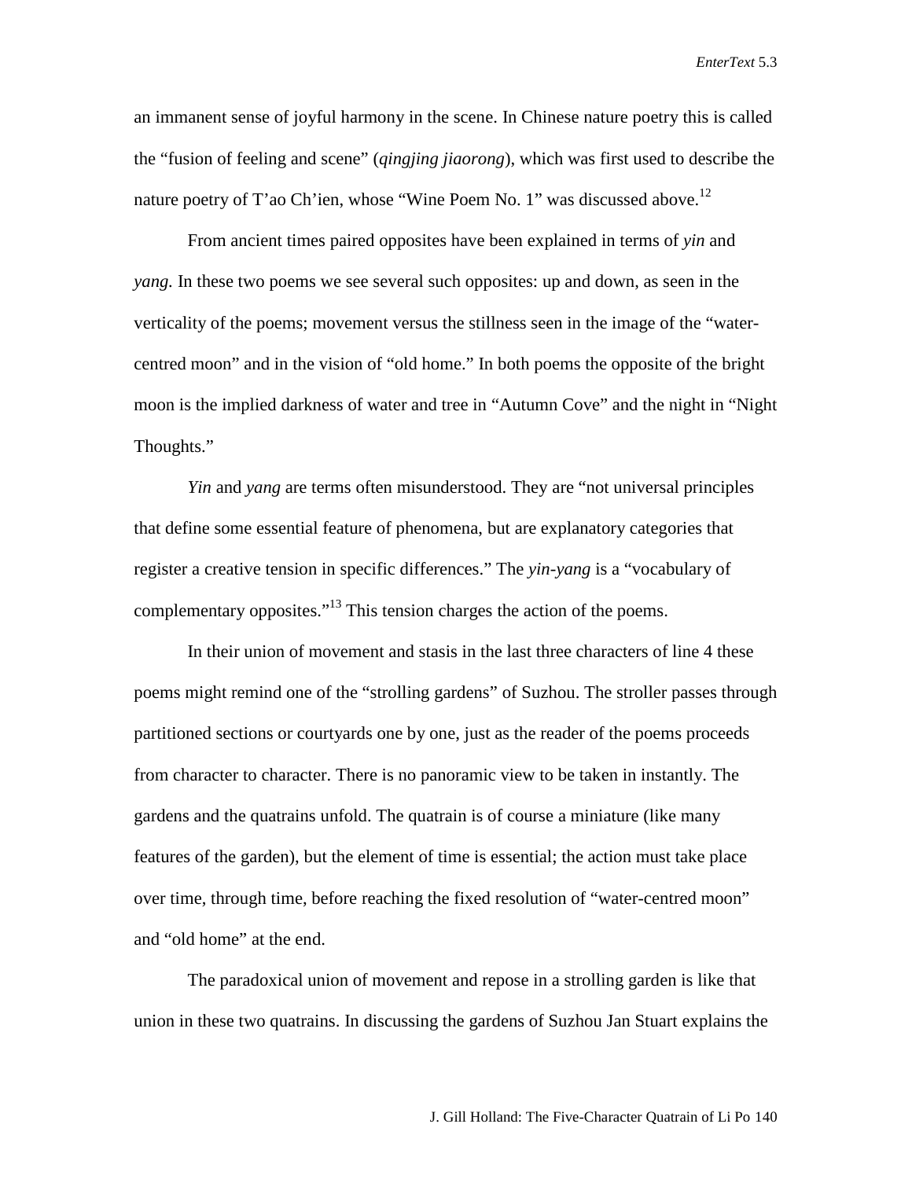an immanent sense of joyful harmony in the scene. In Chinese nature poetry this is called the "fusion of feeling and scene" (*qingjing jiaorong*), which was first used to describe the nature poetry of T'ao Ch'ien, whose "Wine Poem No. 1" was discussed above.[12]

From ancient times paired opposites have been explained in terms of *yin* and *yang*. In these two poems we see several such opposites: up and down, as seen in the verticality of the poems; movement versus the stillness seen in the image of the "water-centred moon" and in the vision of "old home." In both poems the opposite of the bright moon is the implied darkness of water and tree in "Autumn Cove" and the night in "Night Thoughts."

*Yin* and *yang* are terms often misunderstood. They are "not universal principles that define some essential feature of phenomena, but are explanatory categories that register a creative tension in specific differences." The *yin-yang* is a "vocabulary of complementary opposites."[13] This tension charges the action of the poems.

In their union of movement and stasis in the last three characters of line 4 these poems might remind one of the "strolling gardens" of Suzhou. The stroller passes through partitioned sections or courtyards one by one, just as the reader of the poems proceeds from character to character. There is no panoramic view to be taken in instantly. The gardens and the quatrains unfold. The quatrain is of course a miniature (like many features of the garden), but the element of time is essential; the action must take place over time, through time, before reaching the fixed resolution of "water-centred moon" and "old home" at the end.

The paradoxical union of movement and repose in a strolling garden is like that union in these two quatrains. In discussing the gardens of Suzhou Jan Stuart explains the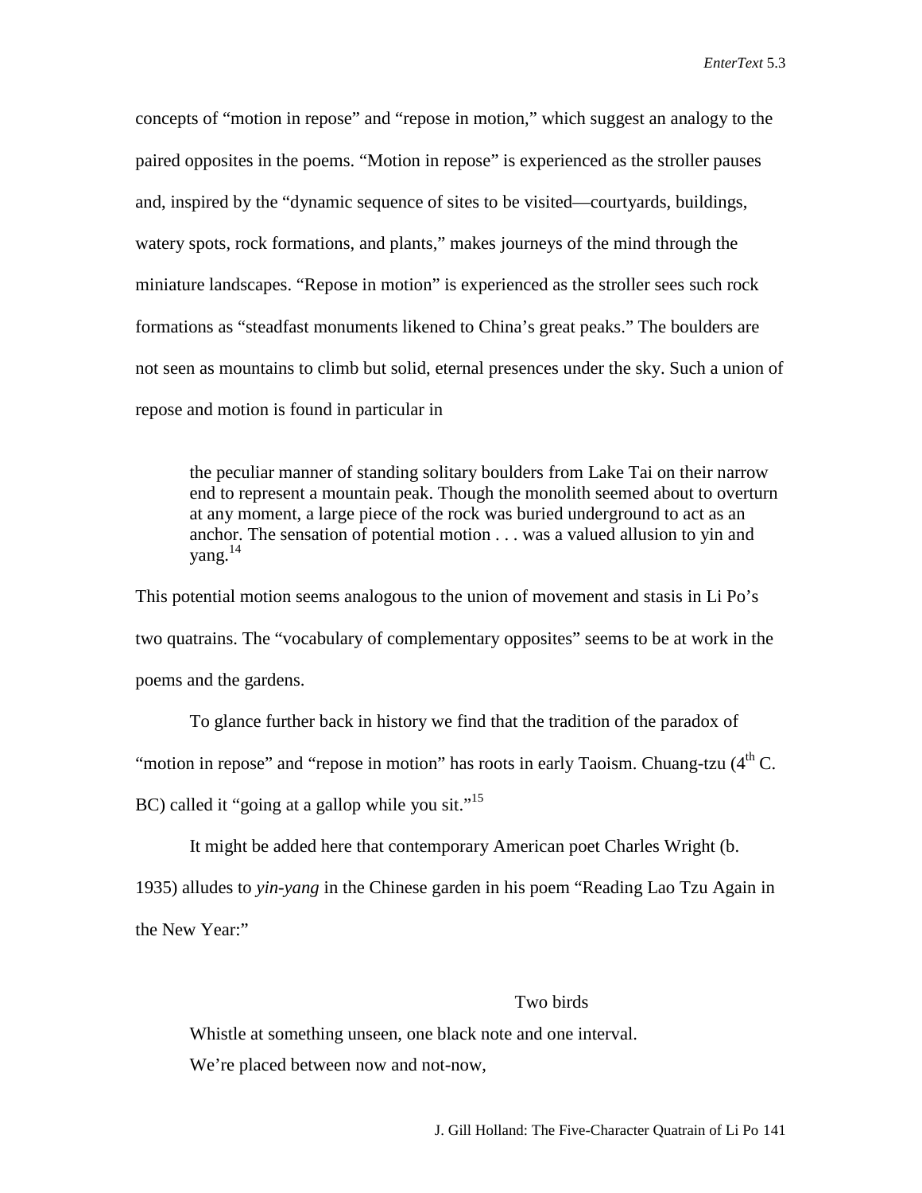concepts of "motion in repose" and "repose in motion," which suggest an analogy to the paired opposites in the poems. "Motion in repose" is experienced as the stroller pauses and, inspired by the "dynamic sequence of sites to be visited—courtyards, buildings, watery spots, rock formations, and plants," makes journeys of the mind through the miniature landscapes. "Repose in motion" is experienced as the stroller sees such rock formations as "steadfast monuments likened to China's great peaks." The boulders are not seen as mountains to climb but solid, eternal presences under the sky. Such a union of repose and motion is found in particular in

> the peculiar manner of standing solitary boulders from Lake Tai on their narrow end to represent a mountain peak. Though the monolith seemed about to overturn at any moment, a large piece of the rock was buried underground to act as an anchor. The sensation of potential motion . . . was a valued allusion to yin and yang.[14]

This potential motion seems analogous to the union of movement and stasis in Li Po's two quatrains. The "vocabulary of complementary opposites" seems to be at work in the poems and the gardens.

To glance further back in history we find that the tradition of the paradox of "motion in repose" and "repose in motion" has roots in early Taoism. Chuang-tzu (4th C. BC) called it "going at a gallop while you sit."[15]

It might be added here that contemporary American poet Charles Wright (b. 1935) alludes to *yin-yang* in the Chinese garden in his poem "Reading Lao Tzu Again in the New Year:"

> Two birds
> Whistle at something unseen, one black note and one interval.
> We're placed between now and not-now,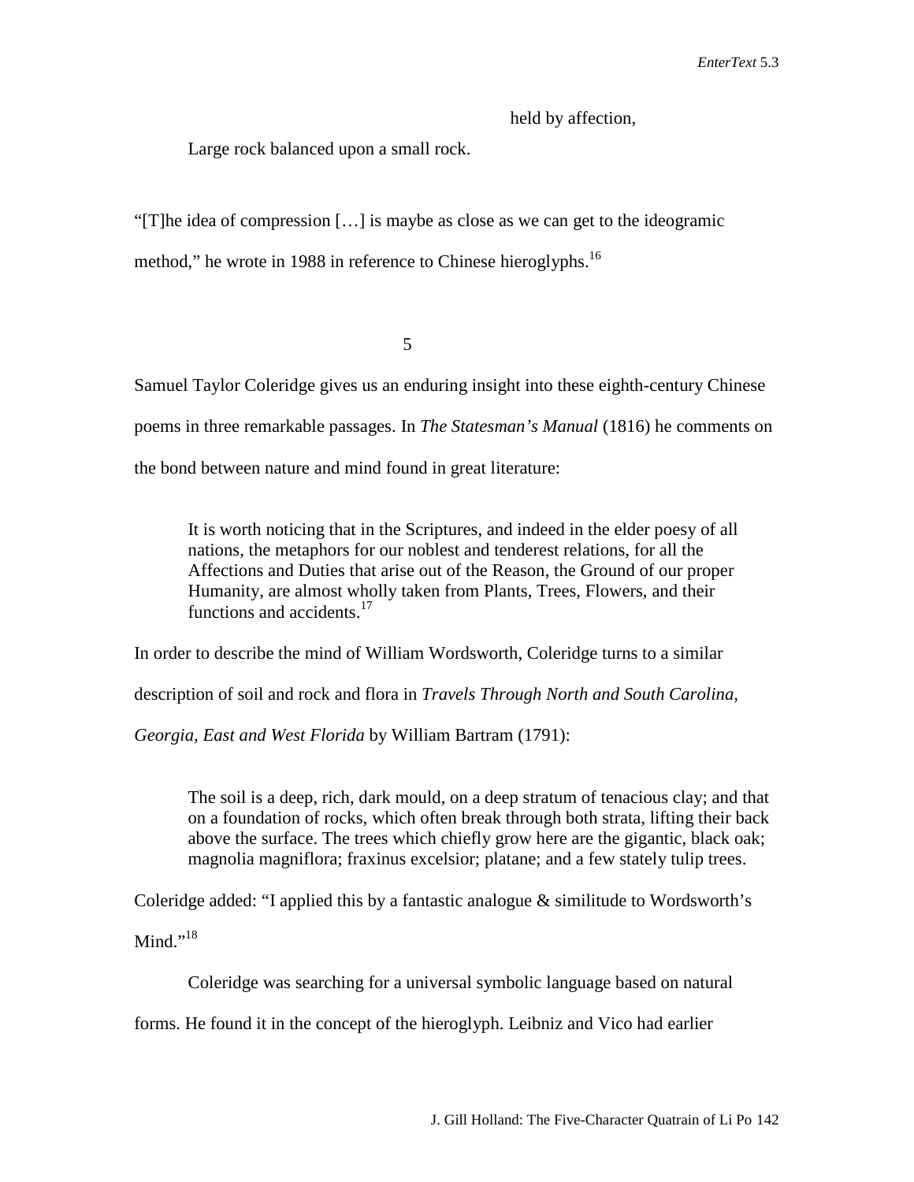held by affection,

Large rock balanced upon a small rock.

"[T]he idea of compression […] is maybe as close as we can get to the ideogramic method," he wrote in 1988 in reference to Chinese hieroglyphs.[16]

5

Samuel Taylor Coleridge gives us an enduring insight into these eighth-century Chinese poems in three remarkable passages. In *The Statesman's Manual* (1816) he comments on the bond between nature and mind found in great literature:

> It is worth noticing that in the Scriptures, and indeed in the elder poesy of all nations, the metaphors for our noblest and tenderest relations, for all the Affections and Duties that arise out of the Reason, the Ground of our proper Humanity, are almost wholly taken from Plants, Trees, Flowers, and their functions and accidents.[17]

In order to describe the mind of William Wordsworth, Coleridge turns to a similar description of soil and rock and flora in *Travels Through North and South Carolina, Georgia, East and West Florida* by William Bartram (1791):

> The soil is a deep, rich, dark mould, on a deep stratum of tenacious clay; and that on a foundation of rocks, which often break through both strata, lifting their back above the surface. The trees which chiefly grow here are the gigantic, black oak; magnolia magniflora; fraxinus excelsior; platane; and a few stately tulip trees.

Coleridge added: "I applied this by a fantastic analogue & similitude to Wordsworth's Mind."[18]

Coleridge was searching for a universal symbolic language based on natural forms. He found it in the concept of the hieroglyph. Leibniz and Vico had earlier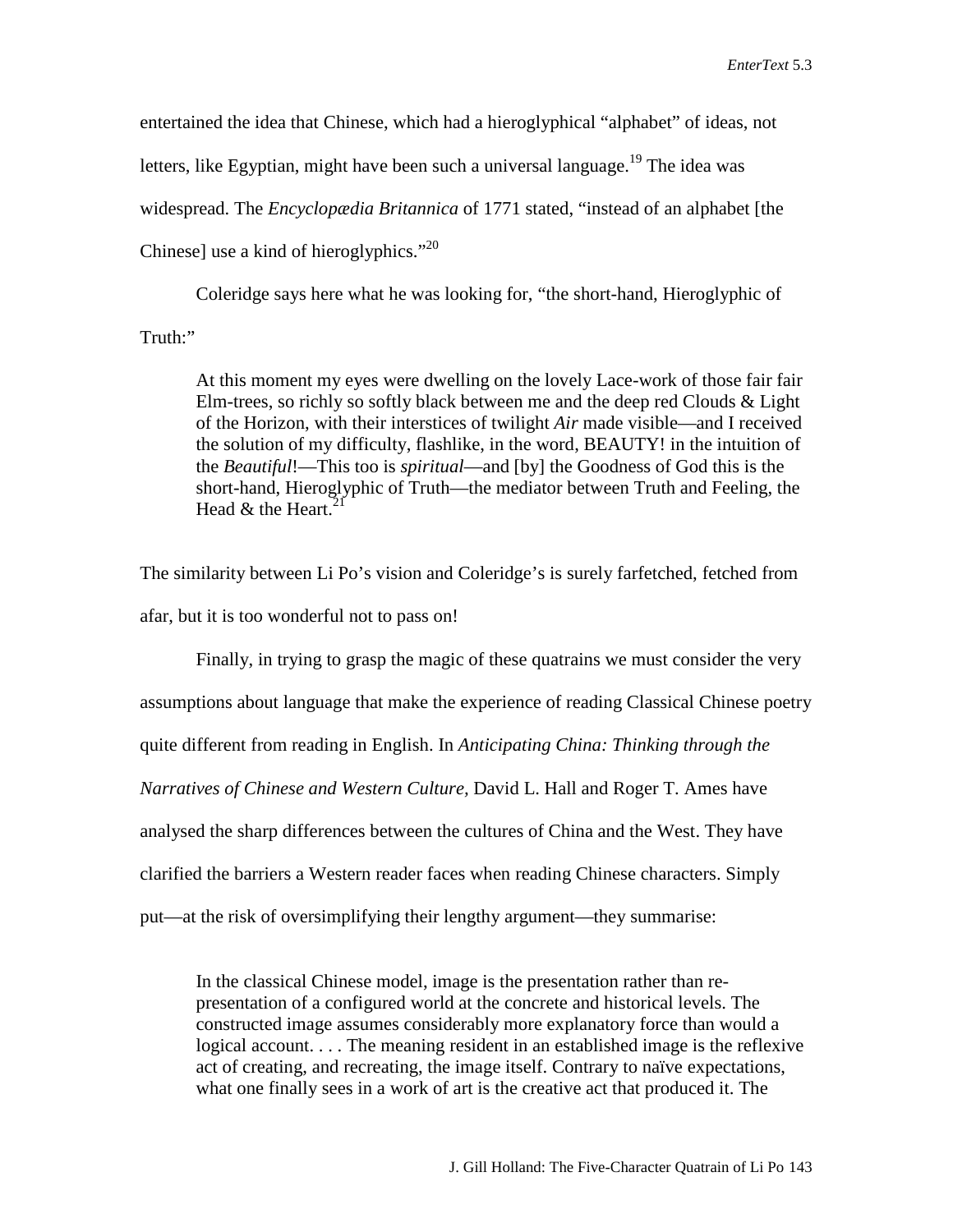entertained the idea that Chinese, which had a hieroglyphical "alphabet" of ideas, not letters, like Egyptian, might have been such a universal language.[19] The idea was widespread. The *Encyclopædia Britannica* of 1771 stated, "instead of an alphabet [the Chinese] use a kind of hieroglyphics."[20]

Coleridge says here what he was looking for, "the short-hand, Hieroglyphic of Truth:"

> At this moment my eyes were dwelling on the lovely Lace-work of those fair fair Elm-trees, so richly so softly black between me and the deep red Clouds & Light of the Horizon, with their interstices of twilight *Air* made visible—and I received the solution of my difficulty, flashlike, in the word, BEAUTY! in the intuition of the *Beautiful*!—This too is *spiritual*—and [by] the Goodness of God this is the short-hand, Hieroglyphic of Truth—the mediator between Truth and Feeling, the Head & the Heart.[21]

The similarity between Li Po's vision and Coleridge's is surely farfetched, fetched from afar, but it is too wonderful not to pass on!

Finally, in trying to grasp the magic of these quatrains we must consider the very assumptions about language that make the experience of reading Classical Chinese poetry quite different from reading in English. In *Anticipating China: Thinking through the Narratives of Chinese and Western Culture,* David L. Hall and Roger T. Ames have analysed the sharp differences between the cultures of China and the West. They have clarified the barriers a Western reader faces when reading Chinese characters. Simply put—at the risk of oversimplifying their lengthy argument—they summarise:

> In the classical Chinese model, image is the presentation rather than re-presentation of a configured world at the concrete and historical levels. The constructed image assumes considerably more explanatory force than would a logical account. . . . The meaning resident in an established image is the reflexive act of creating, and recreating, the image itself. Contrary to naïve expectations, what one finally sees in a work of art is the creative act that produced it. The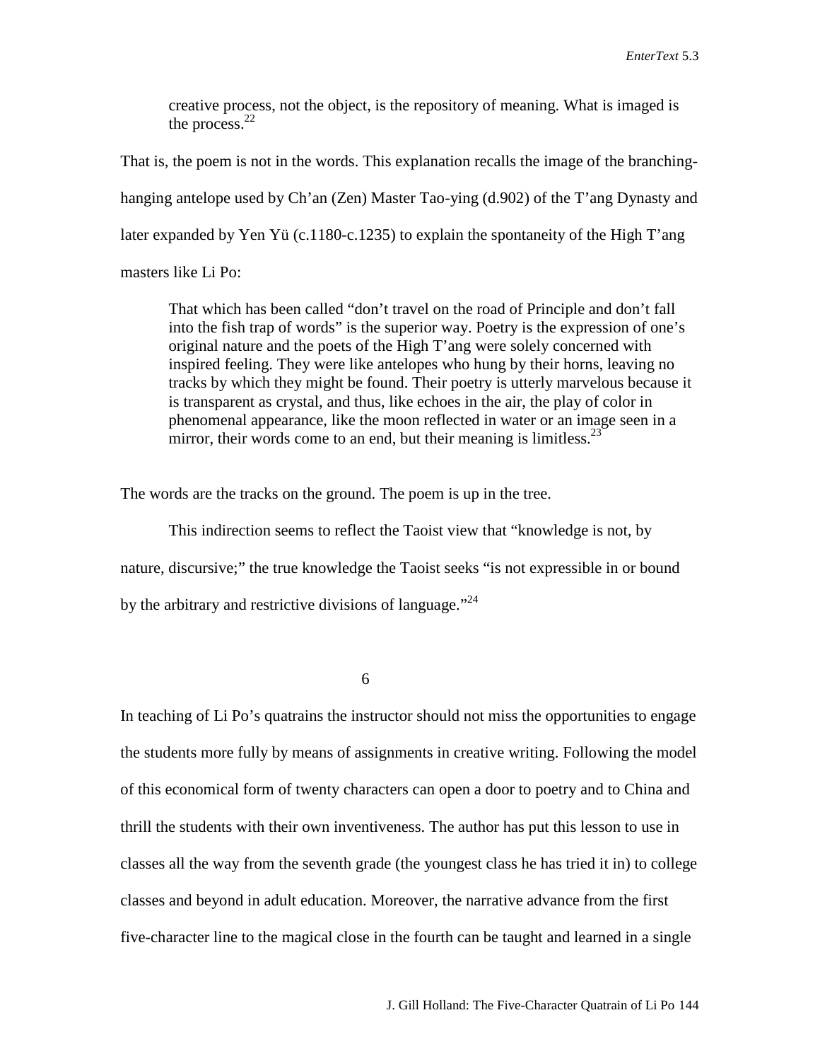> creative process, not the object, is the repository of meaning. What is imaged is the process.[22]

That is, the poem is not in the words. This explanation recalls the image of the branching-hanging antelope used by Ch'an (Zen) Master Tao-ying (d.902) of the T'ang Dynasty and later expanded by Yen Yü (c.1180-c.1235) to explain the spontaneity of the High T'ang masters like Li Po:

> That which has been called "don't travel on the road of Principle and don't fall into the fish trap of words" is the superior way. Poetry is the expression of one's original nature and the poets of the High T'ang were solely concerned with inspired feeling. They were like antelopes who hung by their horns, leaving no tracks by which they might be found. Their poetry is utterly marvelous because it is transparent as crystal, and thus, like echoes in the air, the play of color in phenomenal appearance, like the moon reflected in water or an image seen in a mirror, their words come to an end, but their meaning is limitless.[23]

The words are the tracks on the ground. The poem is up in the tree.

This indirection seems to reflect the Taoist view that "knowledge is not, by nature, discursive;" the true knowledge the Taoist seeks "is not expressible in or bound by the arbitrary and restrictive divisions of language."[24]

## 6

In teaching of Li Po's quatrains the instructor should not miss the opportunities to engage the students more fully by means of assignments in creative writing. Following the model of this economical form of twenty characters can open a door to poetry and to China and thrill the students with their own inventiveness. The author has put this lesson to use in classes all the way from the seventh grade (the youngest class he has tried it in) to college classes and beyond in adult education. Moreover, the narrative advance from the first five-character line to the magical close in the fourth can be taught and learned in a single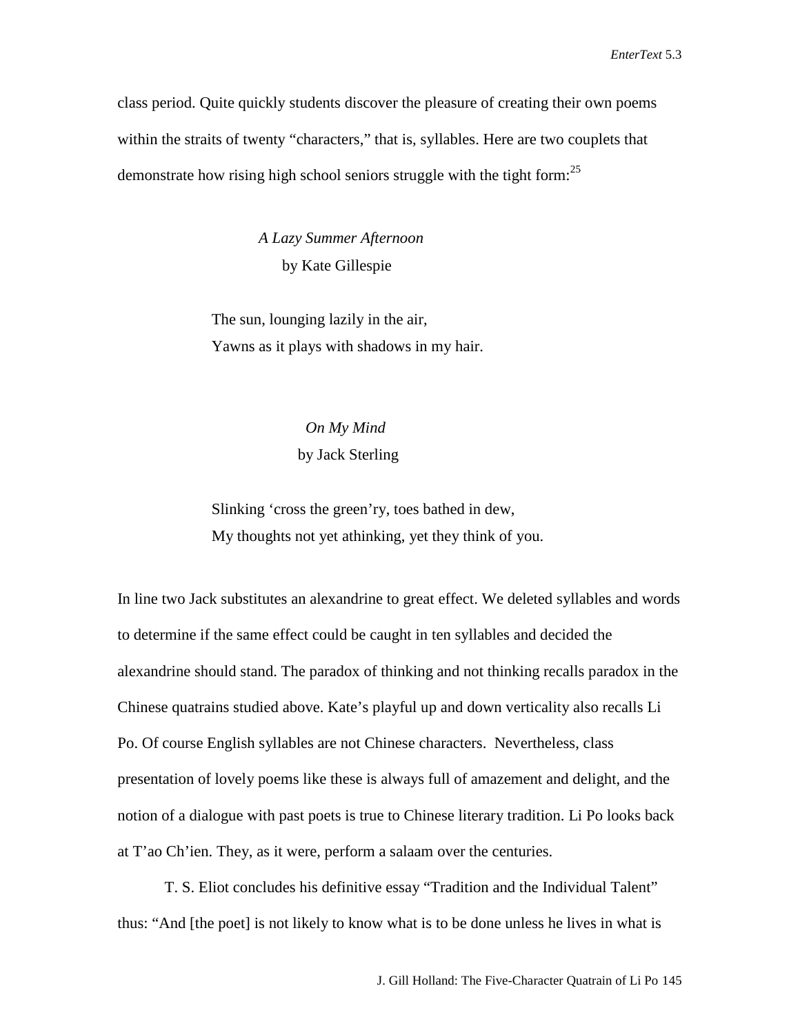class period. Quite quickly students discover the pleasure of creating their own poems within the straits of twenty "characters," that is, syllables. Here are two couplets that demonstrate how rising high school seniors struggle with the tight form:[25]

*A Lazy Summer Afternoon*
by Kate Gillespie

The sun, lounging lazily in the air,
Yawns as it plays with shadows in my hair.

*On My Mind*
by Jack Sterling

Slinking 'cross the green'ry, toes bathed in dew,
My thoughts not yet athinking, yet they think of you.

In line two Jack substitutes an alexandrine to great effect. We deleted syllables and words to determine if the same effect could be caught in ten syllables and decided the alexandrine should stand. The paradox of thinking and not thinking recalls paradox in the Chinese quatrains studied above. Kate's playful up and down verticality also recalls Li Po. Of course English syllables are not Chinese characters. Nevertheless, class presentation of lovely poems like these is always full of amazement and delight, and the notion of a dialogue with past poets is true to Chinese literary tradition. Li Po looks back at T'ao Ch'ien. They, as it were, perform a salaam over the centuries.

T. S. Eliot concludes his definitive essay "Tradition and the Individual Talent" thus: "And [the poet] is not likely to know what is to be done unless he lives in what is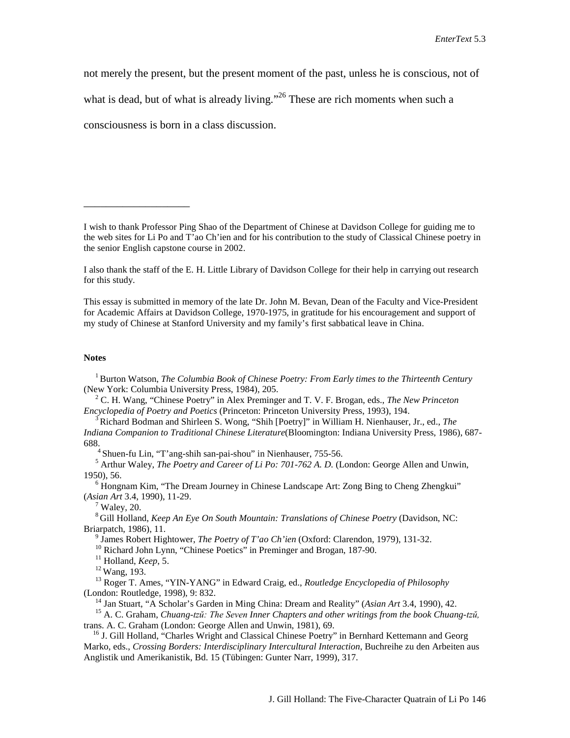not merely the present, but the present moment of the past, unless he is conscious, not of what is dead, but of what is already living."[26] These are rich moments when such a consciousness is born in a class discussion.

---

I wish to thank Professor Ping Shao of the Department of Chinese at Davidson College for guiding me to the web sites for Li Po and T'ao Ch'ien and for his contribution to the study of Classical Chinese poetry in the senior English capstone course in 2002.

I also thank the staff of the E. H. Little Library of Davidson College for their help in carrying out research for this study.

This essay is submitted in memory of the late Dr. John M. Bevan, Dean of the Faculty and Vice-President for Academic Affairs at Davidson College, 1970-1975, in gratitude for his encouragement and support of my study of Chinese at Stanford University and my family's first sabbatical leave in China.

**Notes**

[1] Burton Watson, *The Columbia Book of Chinese Poetry: From Early times to the Thirteenth Century* (New York: Columbia University Press, 1984), 205.

[2] C. H. Wang, "Chinese Poetry" in Alex Preminger and T. V. F. Brogan, eds., *The New Princeton Encyclopedia of Poetry and Poetics* (Princeton: Princeton University Press, 1993), 194.

[3] Richard Bodman and Shirleen S. Wong, "Shih [Poetry]" in William H. Nienhauser, Jr., ed., *The Indiana Companion to Traditional Chinese Literature*(Bloomington: Indiana University Press, 1986), 687-688.

[4] Shuen-fu Lin, "T'ang-shih san-pai-shou" in Nienhauser, 755-56.

[5] Arthur Waley, *The Poetry and Career of Li Po: 701-762 A. D.* (London: George Allen and Unwin, 1950), 56.

[6] Hongnam Kim, "The Dream Journey in Chinese Landscape Art: Zong Bing to Cheng Zhengkui" (*Asian Art* 3.4, 1990), 11-29.

[7] Waley, 20.

[8] Gill Holland, *Keep An Eye On South Mountain: Translations of Chinese Poetry* (Davidson, NC: Briarpatch, 1986), 11.

[9] James Robert Hightower, *The Poetry of T'ao Ch'ien* (Oxford: Clarendon, 1979), 131-32.

[10] Richard John Lynn, "Chinese Poetics" in Preminger and Brogan, 187-90.

[11] Holland, *Keep*, 5.

[12] Wang, 193.

[13] Roger T. Ames, "YIN-YANG" in Edward Craig, ed., *Routledge Encyclopedia of Philosophy* (London: Routledge, 1998), 9: 832.

[14] Jan Stuart, "A Scholar's Garden in Ming China: Dream and Reality" (*Asian Art* 3.4, 1990), 42.

[15] A. C. Graham, *Chuang-tzŭ: The Seven Inner Chapters and other writings from the book Chuang-tzŭ,* trans. A. C. Graham (London: George Allen and Unwin, 1981), 69.

[16] J. Gill Holland, "Charles Wright and Classical Chinese Poetry" in Bernhard Kettemann and Georg Marko, eds., *Crossing Borders: Interdisciplinary Intercultural Interaction*, Buchreihe zu den Arbeiten aus Anglistik und Amerikanistik, Bd. 15 (Tübingen: Gunter Narr, 1999), 317.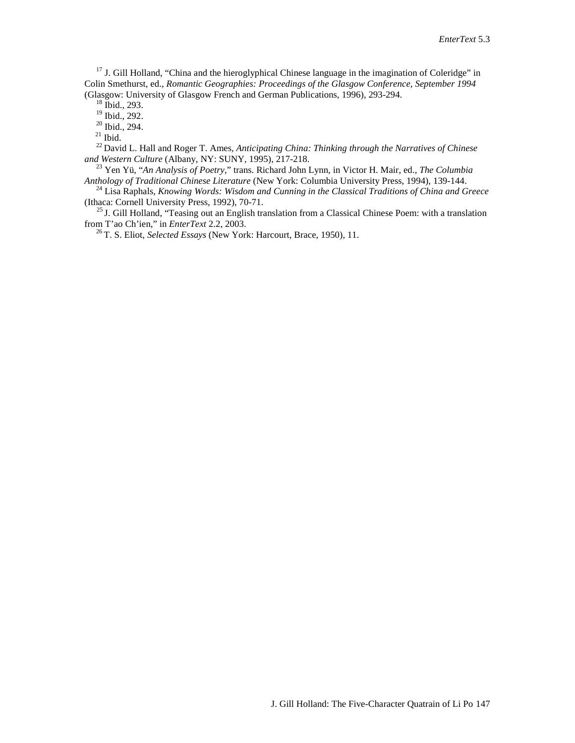[17] J. Gill Holland, "China and the hieroglyphical Chinese language in the imagination of Coleridge" in Colin Smethurst, ed., *Romantic Geographies: Proceedings of the Glasgow Conference, September 1994* (Glasgow: University of Glasgow French and German Publications, 1996), 293-294.

[18] Ibid., 293.

[19] Ibid., 292.

[20] Ibid., 294.

[21] Ibid.

[22] David L. Hall and Roger T. Ames, *Anticipating China: Thinking through the Narratives of Chinese and Western Culture* (Albany, NY: SUNY, 1995), 217-218.

[23] Yen Yü, "*An Analysis of Poetry*," trans. Richard John Lynn, in Victor H. Mair, ed., *The Columbia Anthology of Traditional Chinese Literature* (New York: Columbia University Press, 1994), 139-144.

[24] Lisa Raphals, *Knowing Words: Wisdom and Cunning in the Classical Traditions of China and Greece* (Ithaca: Cornell University Press, 1992), 70-71.

[25] J. Gill Holland, "Teasing out an English translation from a Classical Chinese Poem: with a translation from T'ao Ch'ien," in *EnterText* 2.2, 2003.

[26] T. S. Eliot, *Selected Essays* (New York: Harcourt, Brace, 1950), 11.